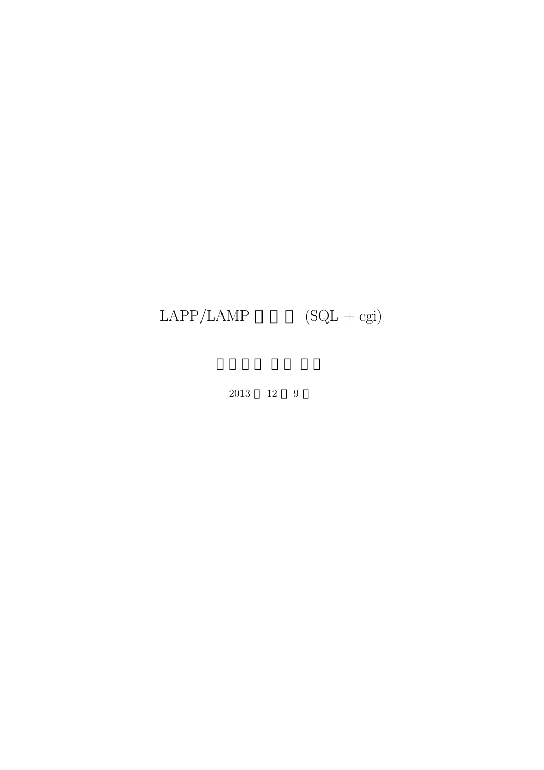# LAPP/LAMP □□□ (SQL + cgi)

□□□□ □□ □□

2013 □ 12 □ 9 □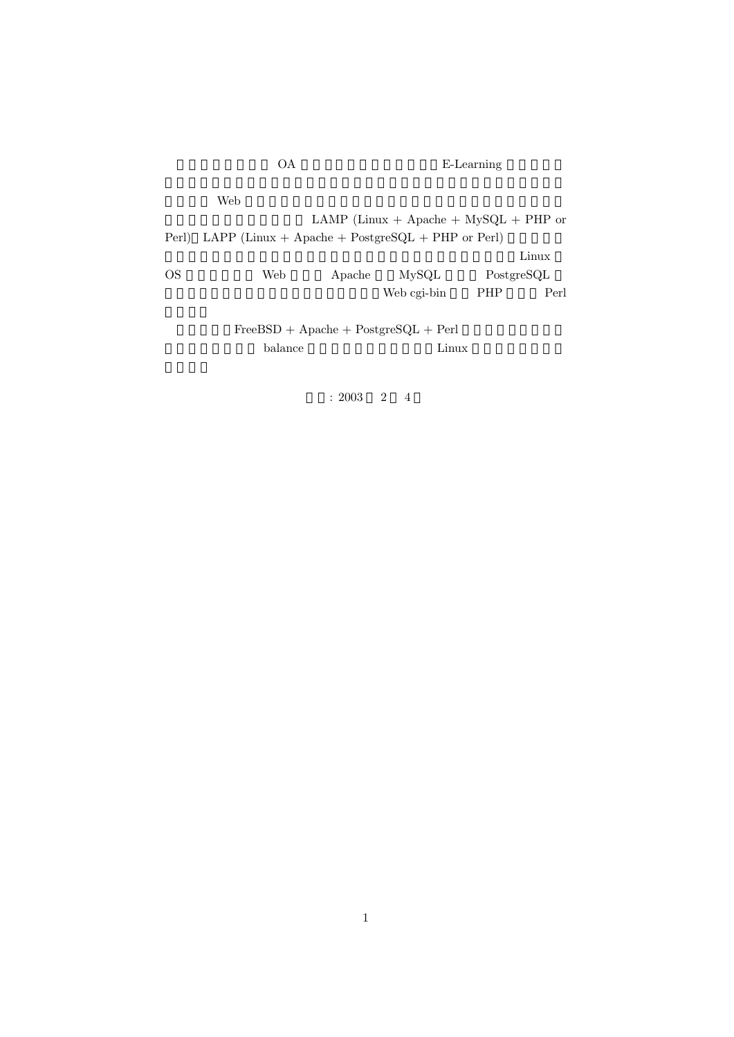OA E-Learning

Web

LAMP (Linux + Apache + MySQL + PHP or Perl) LAPP (Linux + Apache + PostgreSQL + PHP or Perl)

Linux OS Web Apache MySQL PostgreSQL Web cgi-bin PHP Perl

FreeBSD + Apache + PostgreSQL + Perl balance Linux

: 2003 2 4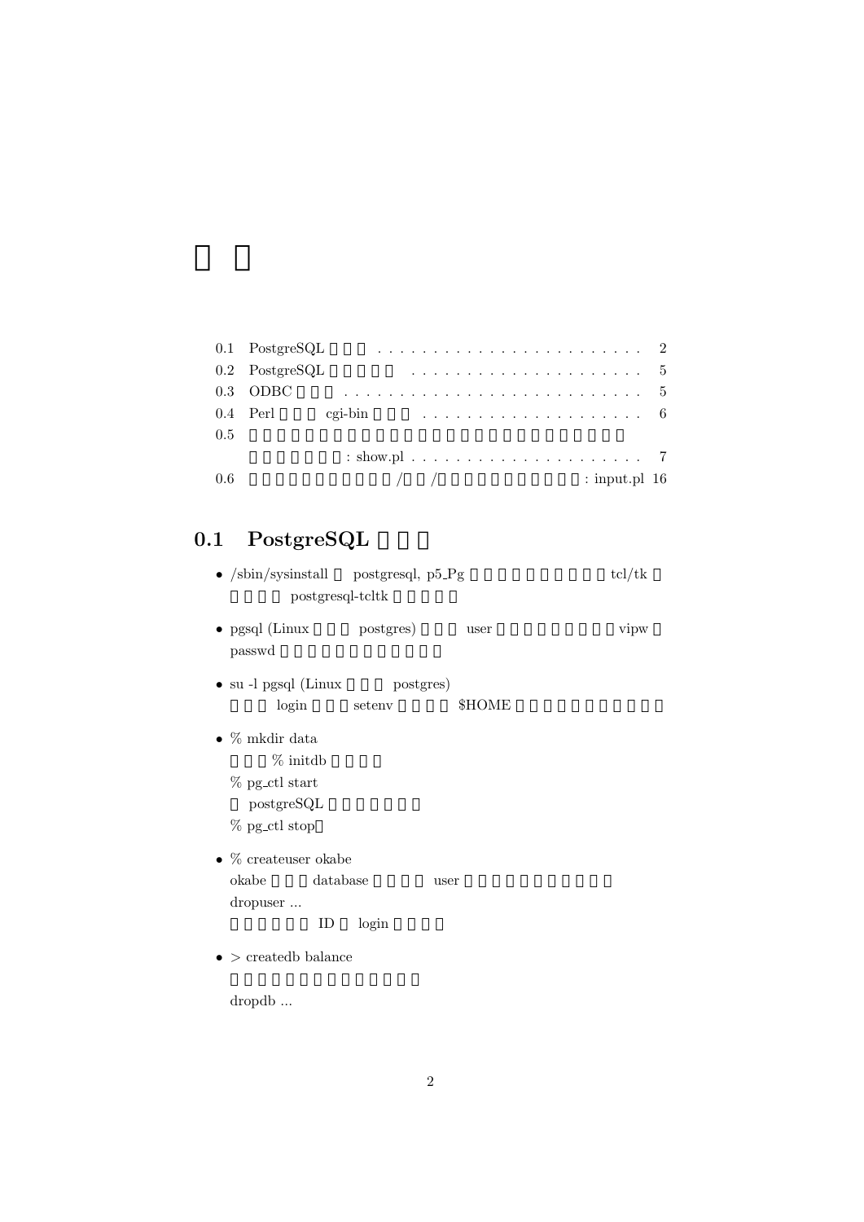# 目 次

| | | |
|---|---|---|
| 0.1 | PostgreSQL | 2 |
| 0.2 | PostgreSQL | 5 |
| 0.3 | ODBC | 5 |
| 0.4 | Perl cgi-bin | 6 |
| 0.5 | : show.pl | 7 |
| 0.6 | / / : input.pl | 16 |

## 0.1 PostgreSQL

- /sbin/sysinstall postgresql, p5_Pg tcl/tk postgresql-tcltk
- pgsql (Linux postgres) user vipw passwd
- su -l pgsql (Linux postgres) login setenv $HOME
- % mkdir data
  % initdb
  % pg_ctl start
  postgreSQL
  % pg_ctl stop
- % createuser okabe
  okabe database user
  dropuser ...
  ID login
- > createdb balance
  dropdb ...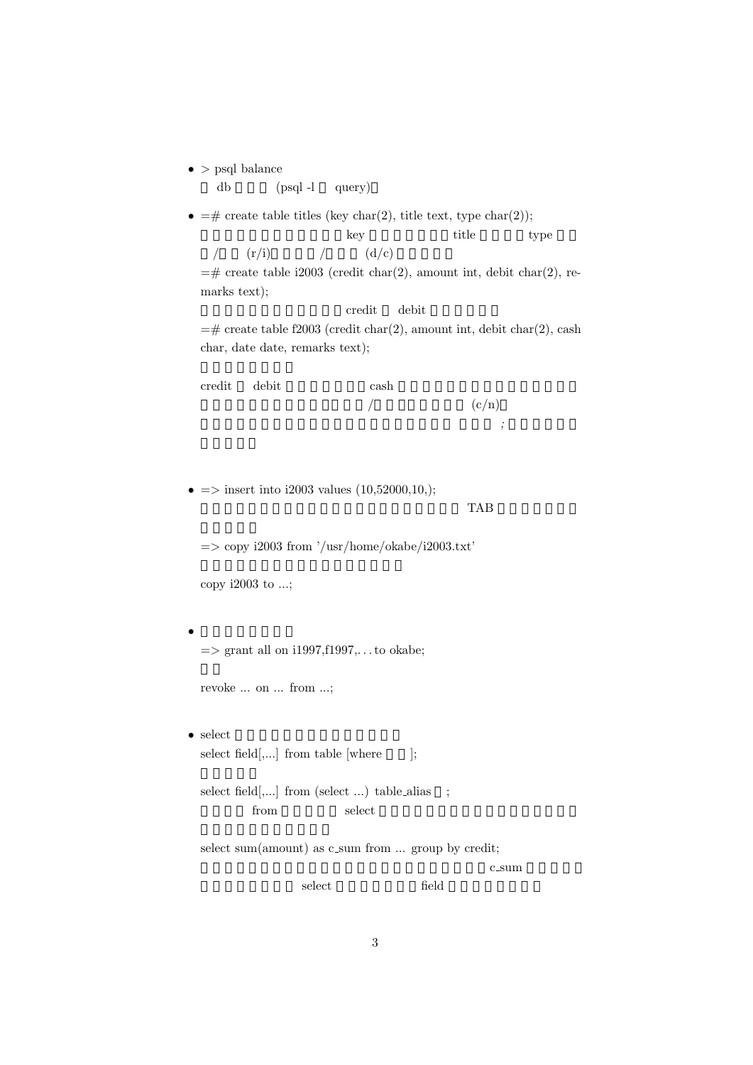- > psql balance
  db (psql -l query)

- =# create table titles (key char(2), title text, type char(2));
  key title type
  / (r/i) / (d/c)

  =# create table i2003 (credit char(2), amount int, debit char(2), remarks text);

  credit debit

  =# create table f2003 (credit char(2), amount int, debit char(2), cash char, date date, remarks text);

  credit debit cash
  / (c/n)
  ;

- => insert into i2003 values (10,52000,10,);
  TAB

  => copy i2003 from '/usr/home/okabe/i2003.txt'

  copy i2003 to ...;

- => grant all on i1997,f1997,... to okabe;

  revoke ... on ... from ...;

- select

  select field[,...] from table [where ];

  select field[,...] from (select ...) table_alias ;

  from select

  select sum(amount) as c_sum from ... group by credit;

  c_sum

  select field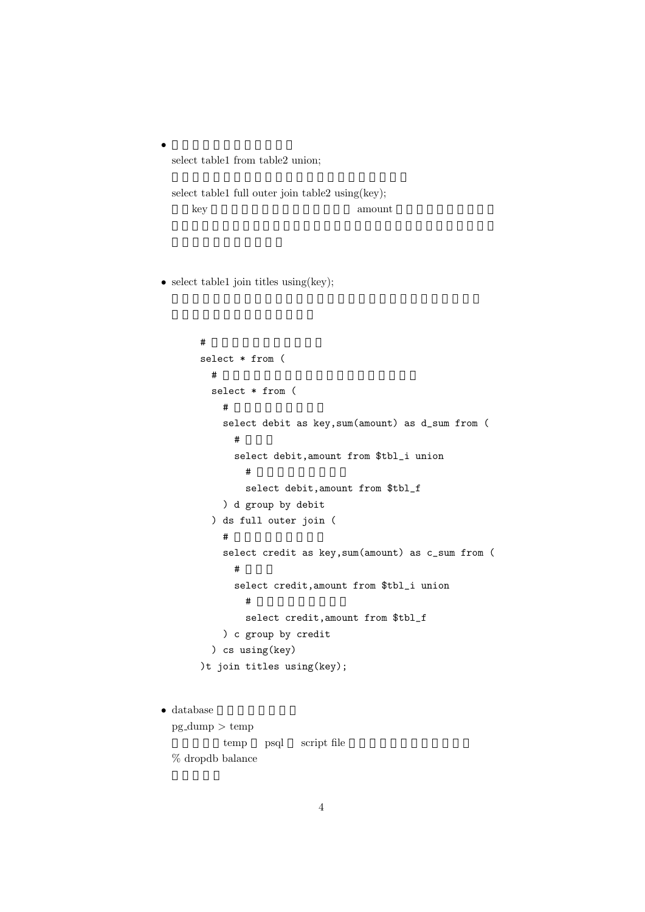- select table1 from table2 union;

  select table1 full outer join table2 using(key);

  key amount

- select table1 join titles using(key);

```
#
select * from (
  #
  select * from (
    #
    select debit as key,sum(amount) as d_sum from (
      #
      select debit,amount from $tbl_i union
        #
        select debit,amount from $tbl_f
    ) d group by debit
  ) ds full outer join (
    #
    select credit as key,sum(amount) as c_sum from (
      #
      select credit,amount from $tbl_i union
        #
        select credit,amount from $tbl_f
    ) c group by credit
  ) cs using(key)
)t join titles using(key);
```

- database

  pg_dump > temp

  temp psql script file

  % dropdb balance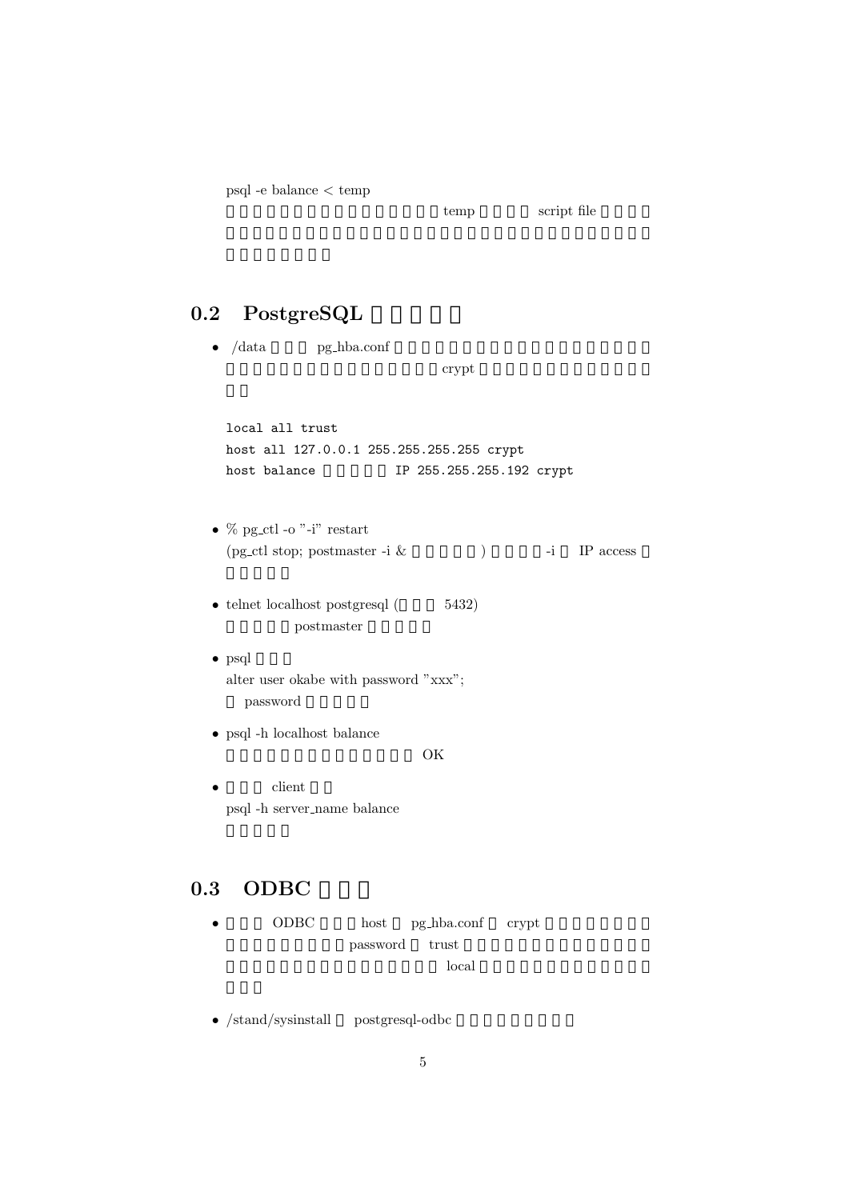psql -e balance < temp

temp script file

## 0.2 PostgreSQL

- /data pg_hba.conf crypt

```
local all trust
host all 127.0.0.1 255.255.255.255 crypt
host balance IP 255.255.255.192 crypt
```

- % pg_ctl -o "-i" restart
  (pg_ctl stop; postmaster -i & ) -i IP access

- telnet localhost postgresql ( 5432)
  postmaster

- psql
  alter user okabe with password "xxx";
  password

- psql -h localhost balance
  OK

- client
  psql -h server_name balance

## 0.3 ODBC

- ODBC host pg_hba.conf crypt password trust local

- /stand/sysinstall postgresql-odbc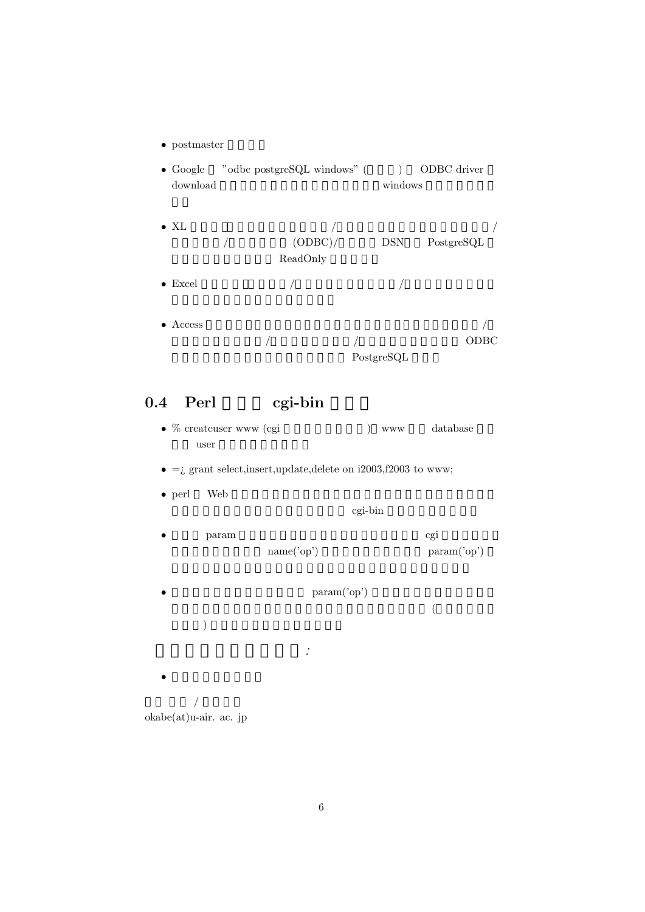- postmaster

- Google "odbc postgreSQL windows" ( ) ODBC driver download windows

- XL / / / (ODBC)/ DSN PostgreSQL ReadOnly

- Excel / /

- Access / / / / ODBC PostgreSQL

## 0.4 Perl cgi-bin

- % createuser www (cgi ) www database user

- =¿ grant select,insert,update,delete on i2003,f2003 to www;

- perl Web cgi-bin

- param cgi name('op') param('op')

- param('op') ( )

:

-

/

okabe(at)u-air. ac. jp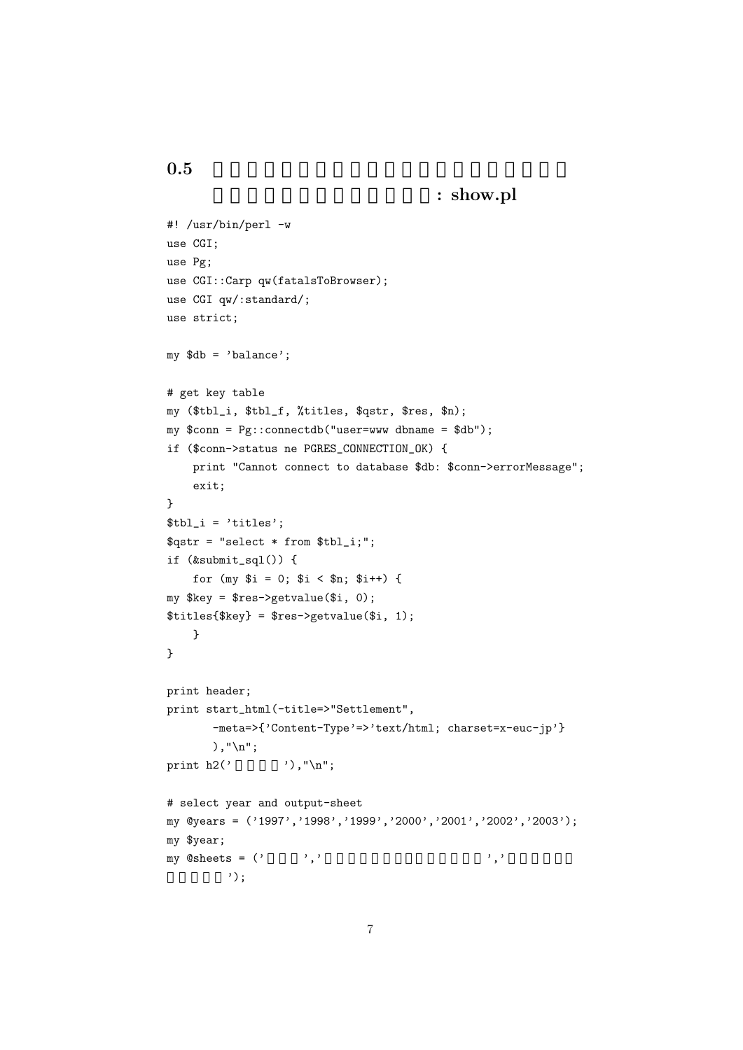## 0.5 : show.pl

```
#! /usr/bin/perl -w
use CGI;
use Pg;
use CGI::Carp qw(fatalsToBrowser);
use CGI qw/:standard/;
use strict;

my $db = 'balance';

# get key table
my ($tbl_i, $tbl_f, %titles, $qstr, $res, $n);
my $conn = Pg::connectdb("user=www dbname = $db");
if ($conn->status ne PGRES_CONNECTION_OK) {
    print "Cannot connect to database $db: $conn->errorMessage";
    exit;
}
$tbl_i = 'titles';
$qstr = "select * from $tbl_i;";
if (&submit_sql()) {
    for (my $i = 0; $i < $n; $i++) {
my $key = $res->getvalue($i, 0);
$titles{$key} = $res->getvalue($i, 1);
    }
}

print header;
print start_html(-title=>"Settlement",
       -meta=>{'Content-Type'=>'text/html; charset=x-euc-jp'}
       ),"\n";
print h2('     '),"\n";

# select year and output-sheet
my @years = ('1997','1998','1999','2000','2001','2002','2003');
my $year;
my @sheets = ('   ','               ','     
     ');
```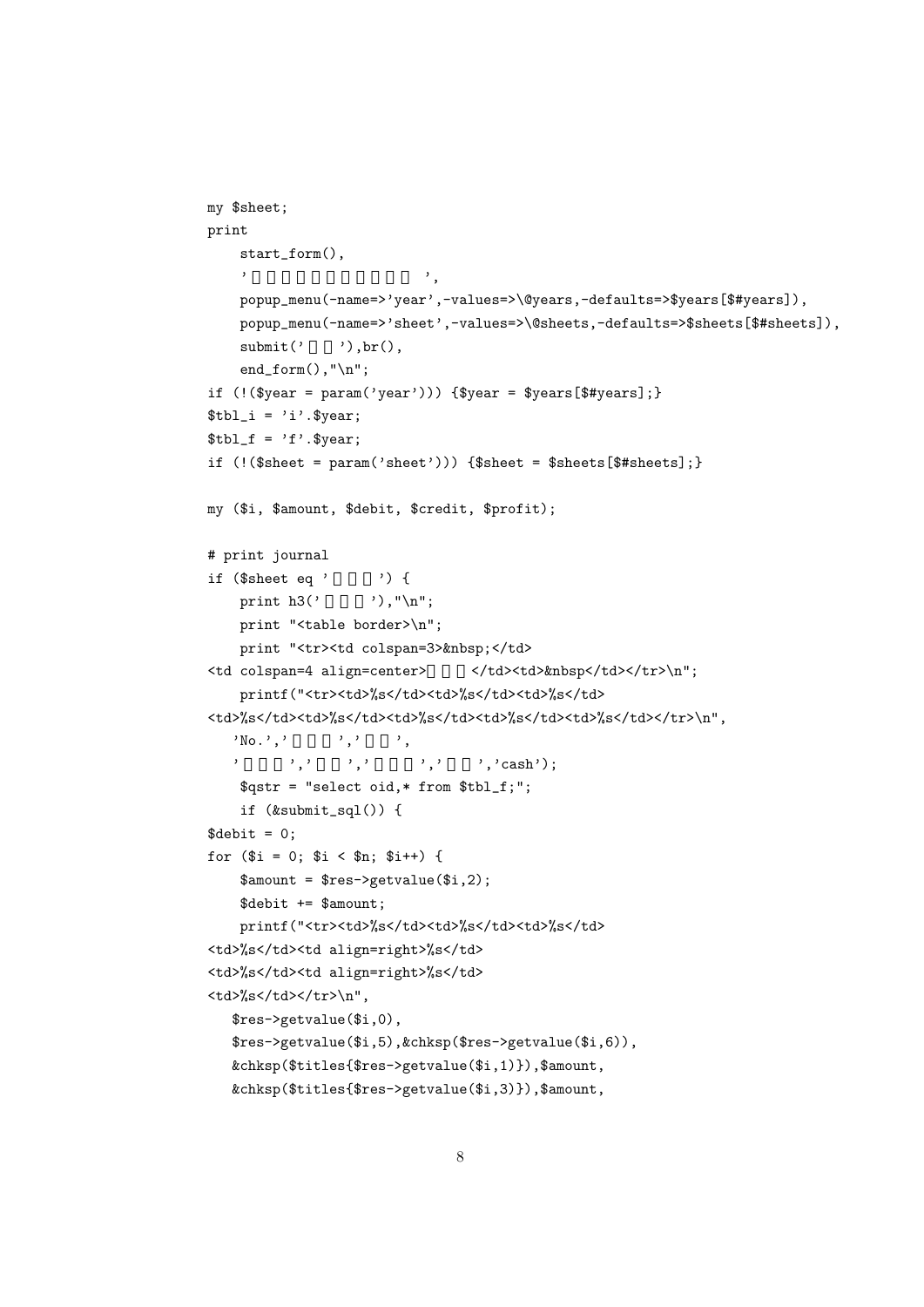```
my $sheet;
print
    start_form(),
    '                    ',
    popup_menu(-name=>'year',-values=>\@years,-defaults=>$years[$#years]),
    popup_menu(-name=>'sheet',-values=>\@sheets,-defaults=>$sheets[$#sheets]),
    submit('    '),br(),
    end_form(),"\n";
if (!($year = param('year'))) {$year = $years[$#years];}
$tbl_i = 'i'.$year;
$tbl_f = 'f'.$year;
if (!($sheet = param('sheet'))) {$sheet = $sheets[$#sheets];}

my ($i, $amount, $debit, $credit, $profit);

# print journal
if ($sheet eq '      ') {
    print h3('      '),"\n";
    print "<table border>\n";
    print "<tr><td colspan=3>&nbsp;</td>
<td colspan=4 align=center>      </td><td>&nbsp</td></tr>\n";
    printf("<tr><td>%s</td><td>%s</td><td>%s</td>
<td>%s</td><td>%s</td><td>%s</td><td>%s</td><td>%s</td></tr>\n",
   'No.','      ','    ',
   '      ','    ','      ','    ','cash');
    $qstr = "select oid,* from $tbl_f;";
    if (&submit_sql()) {
$debit = 0;
for ($i = 0; $i < $n; $i++) {
    $amount = $res->getvalue($i,2);
    $debit += $amount;
    printf("<tr><td>%s</td><td>%s</td><td>%s</td>
<td>%s</td><td align=right>%s</td>
<td>%s</td><td align=right>%s</td>
<td>%s</td></tr>\n",
   $res->getvalue($i,0),
   $res->getvalue($i,5),&chksp($res->getvalue($i,6)),
   &chksp($titles{$res->getvalue($i,1)}),$amount,
   &chksp($titles{$res->getvalue($i,3)}),$amount,
```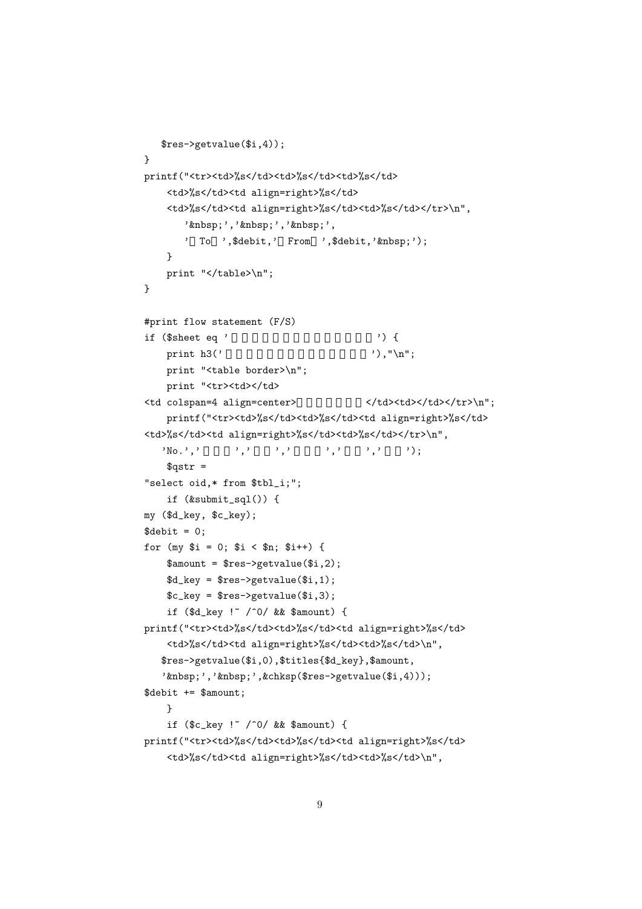```
   $res->getvalue($i,4));
}
printf("<tr><td>%s</td><td>%s</td><td>%s</td>
    <td>%s</td><td align=right>%s</td>
    <td>%s</td><td align=right>%s</td><td>%s</td></tr>\n",
       '&nbsp;','&nbsp;','&nbsp;',
       ' To ',$debit,' From ',$debit,'&nbsp;');
    }
    print "</table>\n";
}

#print flow statement (F/S)
if ($sheet eq '') {
    print h3(''),"\n";
    print "<table border>\n";
    print "<tr><td></td>
<td colspan=4 align=center></td><td></td></tr>\n";
    printf("<tr><td>%s</td><td>%s</td><td align=right>%s</td>
<td>%s</td><td align=right>%s</td><td>%s</td></tr>\n",
   'No.','','','','','');
    $qstr =
"select oid,* from $tbl_i;";
    if (&submit_sql()) {
my ($d_key, $c_key);
$debit = 0;
for (my $i = 0; $i < $n; $i++) {
    $amount = $res->getvalue($i,2);
    $d_key = $res->getvalue($i,1);
    $c_key = $res->getvalue($i,3);
    if ($d_key !~ /^0/ && $amount) {
printf("<tr><td>%s</td><td>%s</td><td align=right>%s</td>
    <td>%s</td><td align=right>%s</td><td>%s</td>\n",
   $res->getvalue($i,0),$titles{$d_key},$amount,
   '&nbsp;','&nbsp;',&chksp($res->getvalue($i,4)));
$debit += $amount;
    }
    if ($c_key !~ /^0/ && $amount) {
printf("<tr><td>%s</td><td>%s</td><td align=right>%s</td>
    <td>%s</td><td align=right>%s</td><td>%s</td>\n",
```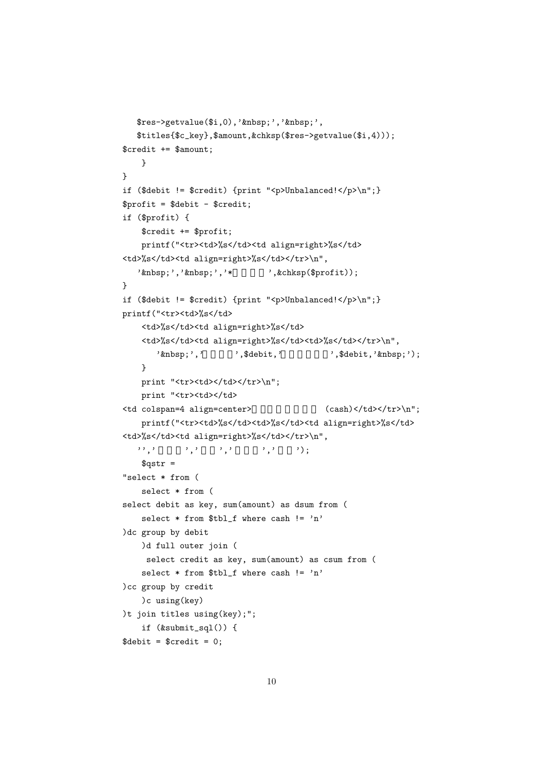```
   $res->getvalue($i,0),'&nbsp;','&nbsp;',
   $titles{$c_key},$amount,&chksp($res->getvalue($i,4)));
$credit += $amount;
    }
}
if ($debit != $credit) {print "<p>Unbalanced!</p>\n";}
$profit = $debit - $credit;
if ($profit) {
    $credit += $profit;
    printf("<tr><td>%s</td><td align=right>%s</td>
<td>%s</td><td align=right>%s</td></tr>\n",
   '&nbsp;','&nbsp;','*        ',&chksp($profit));
}
if ($debit != $credit) {print "<p>Unbalanced!</p>\n";}
printf("<tr><td>%s</td>
    <td>%s</td><td align=right>%s</td>
    <td>%s</td><td align=right>%s</td><td>%s</td></tr>\n",
       '&nbsp;','        ',$debit,'          ',$debit,'&nbsp;');
    }
    print "<tr><td></td></tr>\n";
    print "<tr><td></td>
<td colspan=4 align=center>                (cash)</td></tr>\n";
    printf("<tr><td>%s</td><td>%s</td><td align=right>%s</td>
<td>%s</td><td align=right>%s</td></tr>\n",
   '','      ','    ','      ','    ');
    $qstr =
"select * from (
    select * from (
select debit as key, sum(amount) as dsum from (
    select * from $tbl_f where cash != 'n'
)dc group by debit
    )d full outer join (
     select credit as key, sum(amount) as csum from (
    select * from $tbl_f where cash != 'n'
)cc group by credit
    )c using(key)
)t join titles using(key);";
    if (&submit_sql()) {
$debit = $credit = 0;
```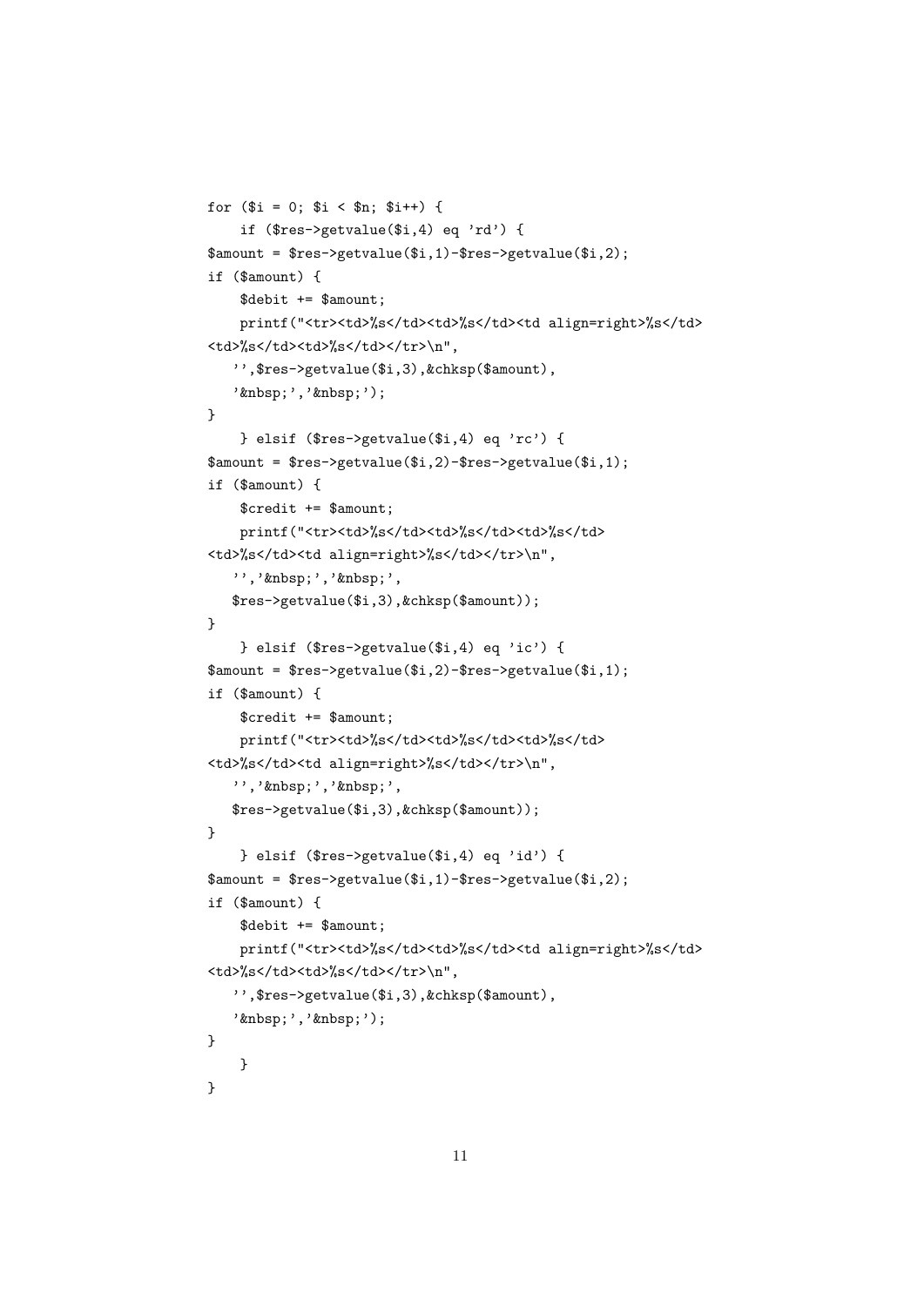```
for ($i = 0; $i < $n; $i++) {
    if ($res->getvalue($i,4) eq 'rd') {
$amount = $res->getvalue($i,1)-$res->getvalue($i,2);
if ($amount) {
    $debit += $amount;
    printf("<tr><td>%s</td><td>%s</td><td align=right>%s</td>
<td>%s</td><td>%s</td></tr>\n",
   '',$res->getvalue($i,3),&chksp($amount),
   '&nbsp;','&nbsp;');
}
    } elsif ($res->getvalue($i,4) eq 'rc') {
$amount = $res->getvalue($i,2)-$res->getvalue($i,1);
if ($amount) {
    $credit += $amount;
    printf("<tr><td>%s</td><td>%s</td><td>%s</td>
<td>%s</td><td align=right>%s</td></tr>\n",
   '','&nbsp;','&nbsp;',
   $res->getvalue($i,3),&chksp($amount));
}
    } elsif ($res->getvalue($i,4) eq 'ic') {
$amount = $res->getvalue($i,2)-$res->getvalue($i,1);
if ($amount) {
    $credit += $amount;
    printf("<tr><td>%s</td><td>%s</td><td>%s</td>
<td>%s</td><td align=right>%s</td></tr>\n",
   '','&nbsp;','&nbsp;',
   $res->getvalue($i,3),&chksp($amount));
}
    } elsif ($res->getvalue($i,4) eq 'id') {
$amount = $res->getvalue($i,1)-$res->getvalue($i,2);
if ($amount) {
    $debit += $amount;
    printf("<tr><td>%s</td><td>%s</td><td align=right>%s</td>
<td>%s</td><td>%s</td></tr>\n",
   '',$res->getvalue($i,3),&chksp($amount),
   '&nbsp;','&nbsp;');
}
    }
}
```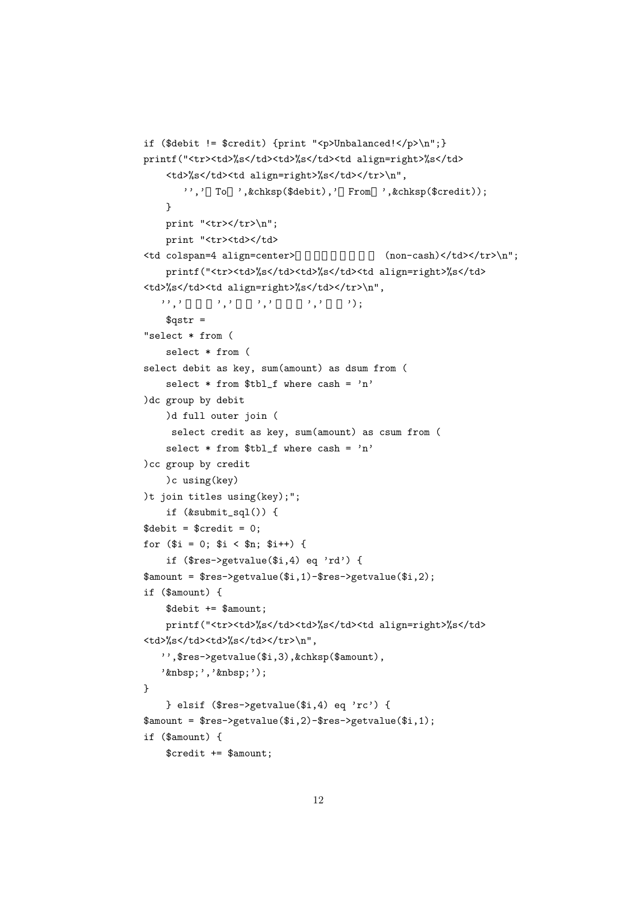```
if ($debit != $credit) {print "<p>Unbalanced!</p>\n";}
printf("<tr><td>%s</td><td>%s</td><td align=right>%s</td>
    <td>%s</td><td align=right>%s</td></tr>\n",
       '','  To  ',&chksp($debit),'  From  ',&chksp($credit));
    }
    print "<tr></tr>\n";
    print "<tr><td></td>
<td colspan=4 align=center>                    (non-cash)</td></tr>\n";
    printf("<tr><td>%s</td><td>%s</td><td align=right>%s</td>
<td>%s</td><td align=right>%s</td></tr>\n",
   '','       ','     ','       ','     ');
    $qstr =
"select * from (
    select * from (
select debit as key, sum(amount) as dsum from (
    select * from $tbl_f where cash = 'n'
)dc group by debit
    )d full outer join (
     select credit as key, sum(amount) as csum from (
    select * from $tbl_f where cash = 'n'
)cc group by credit
    )c using(key)
)t join titles using(key);";
    if (&submit_sql()) {
$debit = $credit = 0;
for ($i = 0; $i < $n; $i++) {
    if ($res->getvalue($i,4) eq 'rd') {
$amount = $res->getvalue($i,1)-$res->getvalue($i,2);
if ($amount) {
    $debit += $amount;
    printf("<tr><td>%s</td><td>%s</td><td align=right>%s</td>
<td>%s</td><td>%s</td></tr>\n",
   '',$res->getvalue($i,3),&chksp($amount),
   '&nbsp;','&nbsp;');
}
    } elsif ($res->getvalue($i,4) eq 'rc') {
$amount = $res->getvalue($i,2)-$res->getvalue($i,1);
if ($amount) {
    $credit += $amount;
```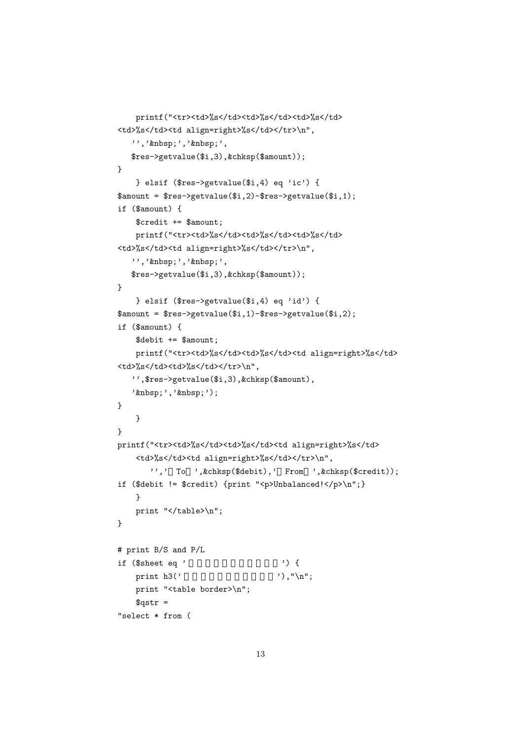```
    printf("<tr><td>%s</td><td>%s</td><td>%s</td>
<td>%s</td><td align=right>%s</td></tr>\n",
   '','&nbsp;','&nbsp;',
   $res->getvalue($i,3),&chksp($amount));
}
    } elsif ($res->getvalue($i,4) eq 'ic') {
$amount = $res->getvalue($i,2)-$res->getvalue($i,1);
if ($amount) {
    $credit += $amount;
    printf("<tr><td>%s</td><td>%s</td><td>%s</td>
<td>%s</td><td align=right>%s</td></tr>\n",
   '','&nbsp;','&nbsp;',
   $res->getvalue($i,3),&chksp($amount));
}
    } elsif ($res->getvalue($i,4) eq 'id') {
$amount = $res->getvalue($i,1)-$res->getvalue($i,2);
if ($amount) {
    $debit += $amount;
    printf("<tr><td>%s</td><td>%s</td><td align=right>%s</td>
<td>%s</td><td>%s</td></tr>\n",
   '',$res->getvalue($i,3),&chksp($amount),
   '&nbsp;','&nbsp;');
}
    }
}
printf("<tr><td>%s</td><td>%s</td><td align=right>%s</td>
    <td>%s</td><td align=right>%s</td></tr>\n",
       '',' To ',&chksp($debit),' From ',&chksp($credit));
if ($debit != $credit) {print "<p>Unbalanced!</p>\n";}
    }
    print "</table>\n";
}

# print B/S and P/L
if ($sheet eq '              ') {
    print h3('              '),"\n";
    print "<table border>\n";
    $qstr =
"select * from (
```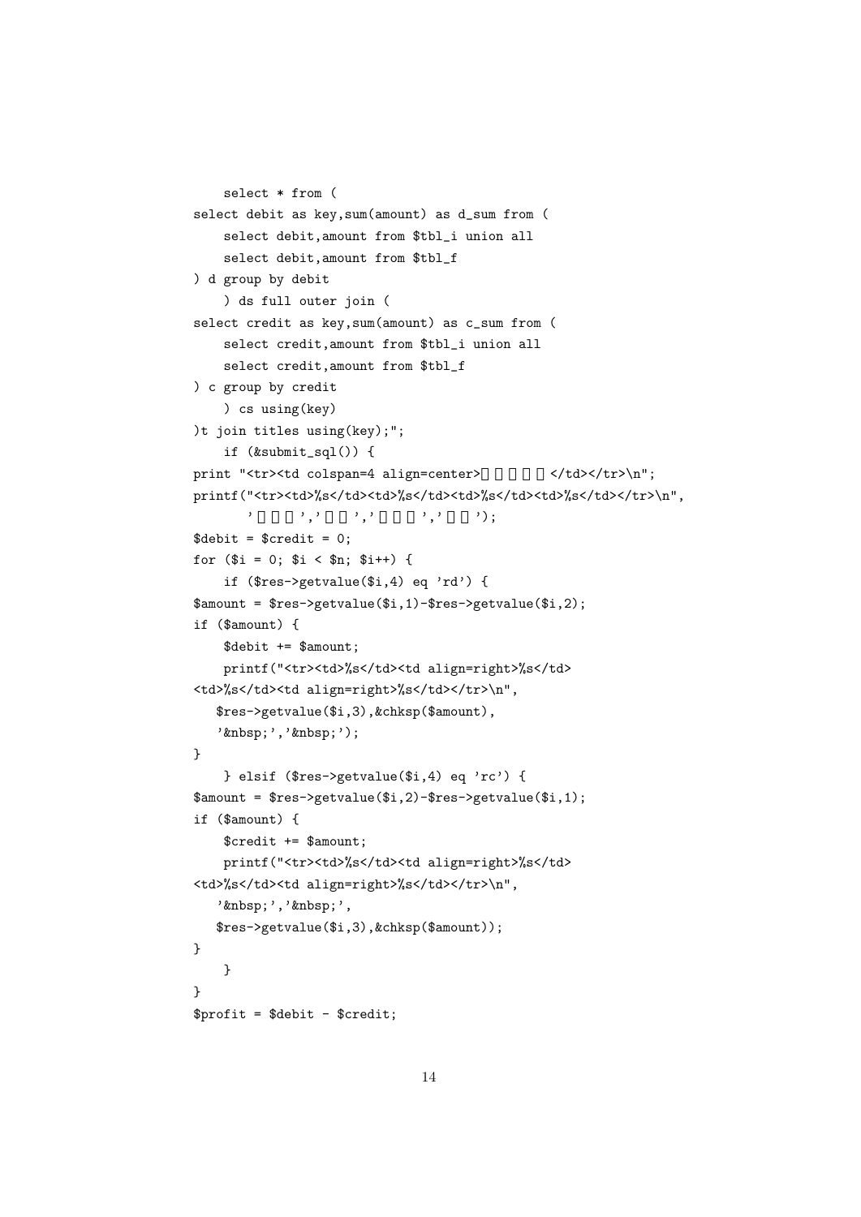```
    select * from (
select debit as key,sum(amount) as d_sum from (
    select debit,amount from $tbl_i union all
    select debit,amount from $tbl_f
) d group by debit
    ) ds full outer join (
select credit as key,sum(amount) as c_sum from (
    select credit,amount from $tbl_i union all
    select credit,amount from $tbl_f
) c group by credit
    ) cs using(key)
)t join titles using(key);";
    if (&submit_sql()) {
print "<tr><td colspan=4 align=center>      </td></tr>\n";
printf("<tr><td>%s</td><td>%s</td><td>%s</td><td>%s</td></tr>\n",
       '   ','  ','   ','  ');
$debit = $credit = 0;
for ($i = 0; $i < $n; $i++) {
    if ($res->getvalue($i,4) eq 'rd') {
$amount = $res->getvalue($i,1)-$res->getvalue($i,2);
if ($amount) {
    $debit += $amount;
    printf("<tr><td>%s</td><td align=right>%s</td>
<td>%s</td><td align=right>%s</td></tr>\n",
   $res->getvalue($i,3),&chksp($amount),
   '&nbsp;','&nbsp;');
}
    } elsif ($res->getvalue($i,4) eq 'rc') {
$amount = $res->getvalue($i,2)-$res->getvalue($i,1);
if ($amount) {
    $credit += $amount;
    printf("<tr><td>%s</td><td align=right>%s</td>
<td>%s</td><td align=right>%s</td></tr>\n",
   '&nbsp;','&nbsp;',
   $res->getvalue($i,3),&chksp($amount));
}
    }
}
$profit = $debit - $credit;
```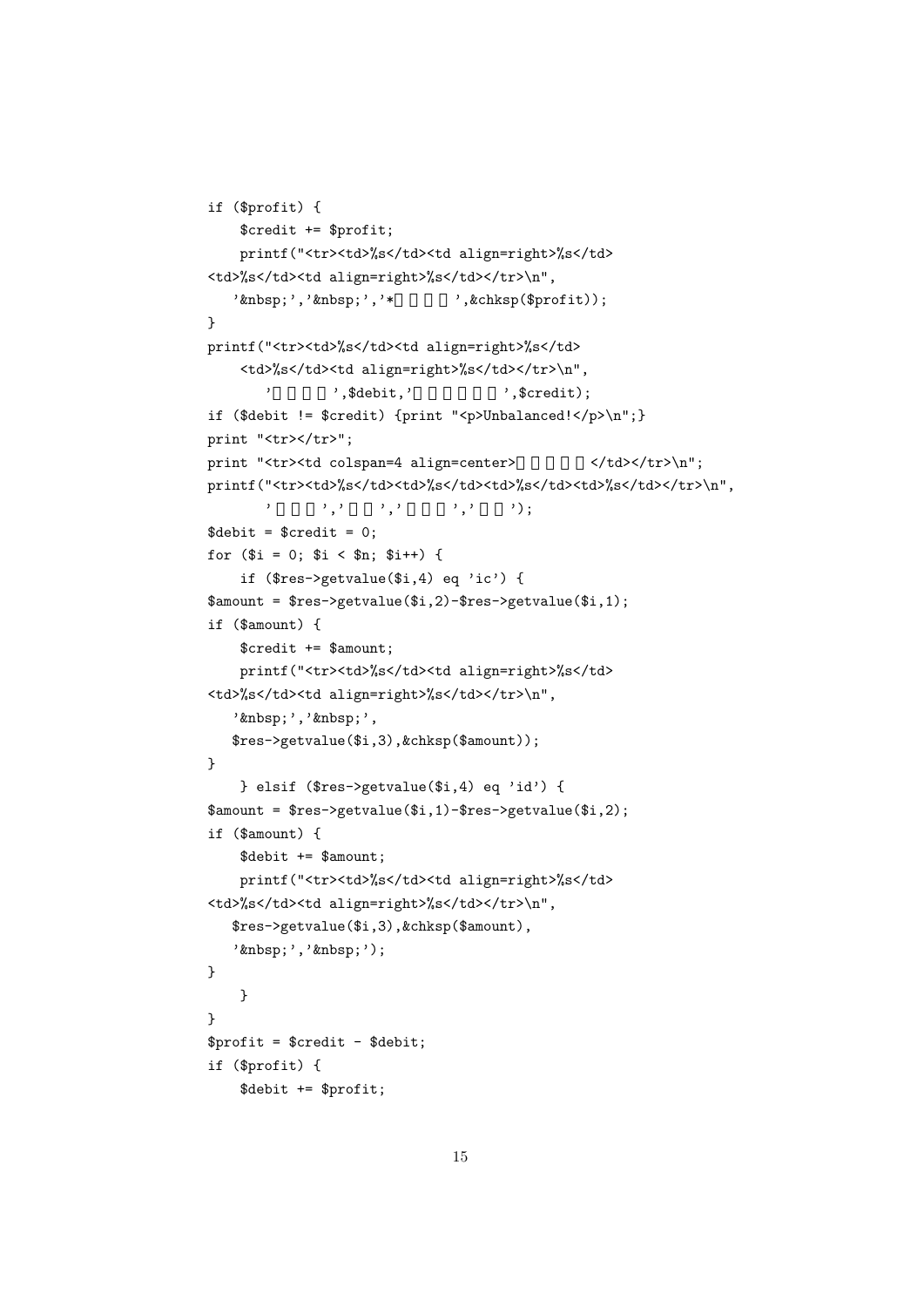```
if ($profit) {
    $credit += $profit;
    printf("<tr><td>%s</td><td align=right>%s</td>
<td>%s</td><td align=right>%s</td></tr>\n",
   ’&nbsp;’,’&nbsp;’,’*        ’,&chksp($profit));
}
printf("<tr><td>%s</td><td align=right>%s</td>
    <td>%s</td><td align=right>%s</td></tr>\n",
        ’        ’,$debit,’            ’,$credit);
if ($debit != $credit) {print "<p>Unbalanced!</p>\n";}
print "<tr></tr>";
print "<tr><td colspan=4 align=center>          </td></tr>\n";
printf("<tr><td>%s</td><td>%s</td><td>%s</td><td>%s</td></tr>\n",
       ’      ’,’    ’,’      ’,’    ’);
$debit = $credit = 0;
for ($i = 0; $i < $n; $i++) {
    if ($res->getvalue($i,4) eq ’ic’) {
$amount = $res->getvalue($i,2)-$res->getvalue($i,1);
if ($amount) {
    $credit += $amount;
    printf("<tr><td>%s</td><td align=right>%s</td>
<td>%s</td><td align=right>%s</td></tr>\n",
   ’&nbsp;’,’&nbsp;’,
   $res->getvalue($i,3),&chksp($amount));
}
    } elsif ($res->getvalue($i,4) eq ’id’) {
$amount = $res->getvalue($i,1)-$res->getvalue($i,2);
if ($amount) {
    $debit += $amount;
    printf("<tr><td>%s</td><td align=right>%s</td>
<td>%s</td><td align=right>%s</td></tr>\n",
   $res->getvalue($i,3),&chksp($amount),
   ’&nbsp;’,’&nbsp;’);
}
    }
}
$profit = $credit - $debit;
if ($profit) {
    $debit += $profit;
```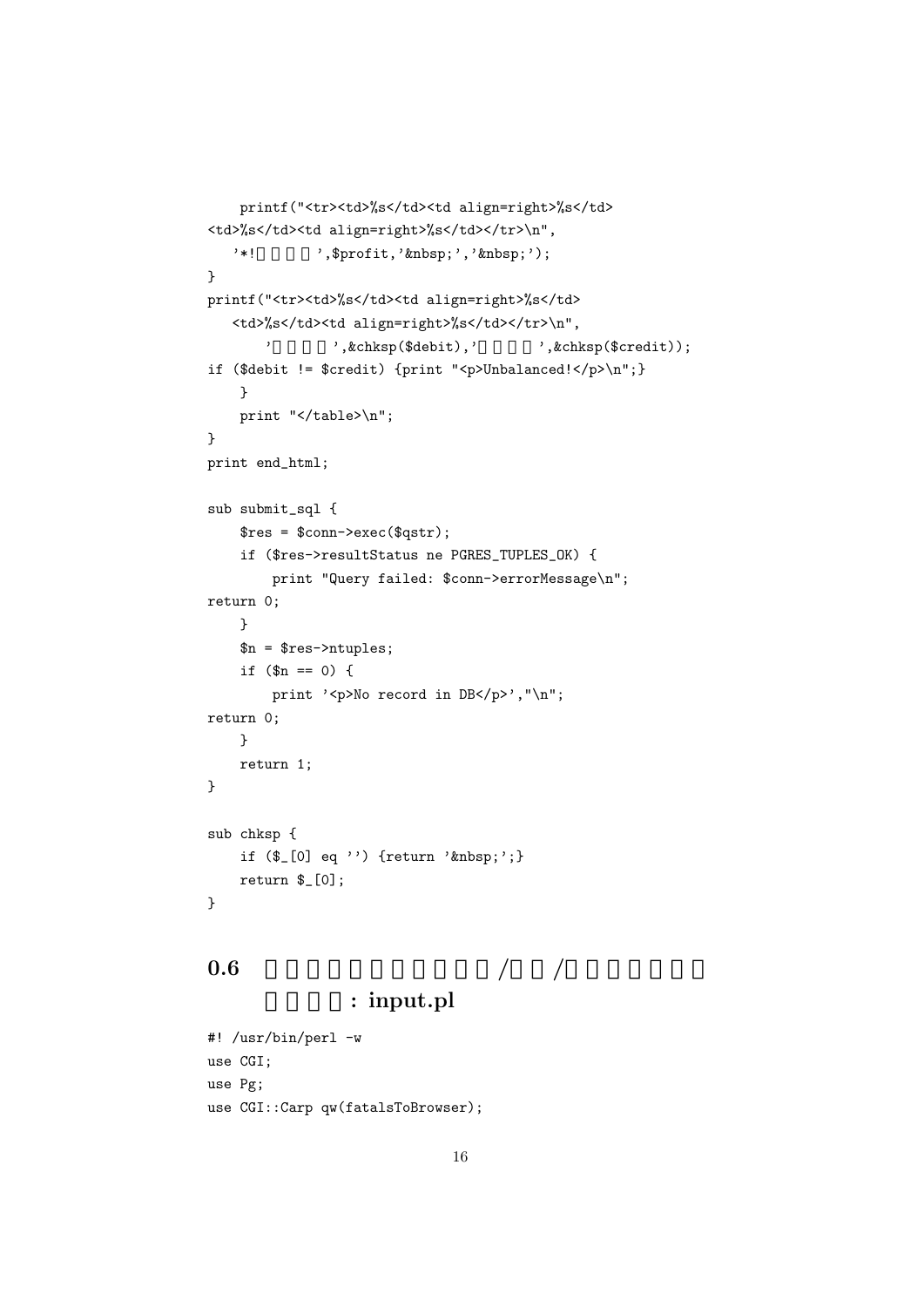```
    printf("<tr><td>%s</td><td align=right>%s</td>
<td>%s</td><td align=right>%s</td></tr>\n",
   '*!　　　　',$profit,'&nbsp;','&nbsp;');
}
printf("<tr><td>%s</td><td align=right>%s</td>
   <td>%s</td><td align=right>%s</td></tr>\n",
       '　　　　',&chksp($debit),'　　　　',&chksp($credit));
if ($debit != $credit) {print "<p>Unbalanced!</p>\n";}
    }
    print "</table>\n";
}
print end_html;

sub submit_sql {
    $res = $conn->exec($qstr);
    if ($res->resultStatus ne PGRES_TUPLES_OK) {
        print "Query failed: $conn->errorMessage\n";
return 0;
    }
    $n = $res->ntuples;
    if ($n == 0) {
        print '<p>No record in DB</p>',"\n";
return 0;
    }
    return 1;
}

sub chksp {
    if ($_[0] eq '') {return '&nbsp;';}
    return $_[0];
}
```

## 0.6 　　　　　　　　　　　/　　/　　　　　　　　　　: input.pl

```
#! /usr/bin/perl -w
use CGI;
use Pg;
use CGI::Carp qw(fatalsToBrowser);
```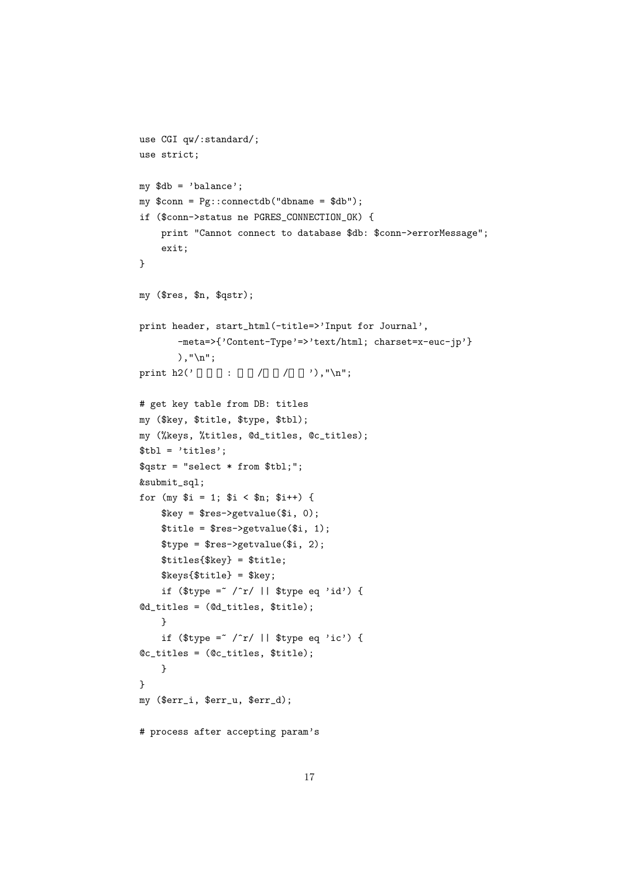```
use CGI qw/:standard/;
use strict;

my $db = 'balance';
my $conn = Pg::connectdb("dbname = $db");
if ($conn->status ne PGRES_CONNECTION_OK) {
    print "Cannot connect to database $db: $conn->errorMessage";
    exit;
}

my ($res, $n, $qstr);

print header, start_html(-title=>'Input for Journal',
       -meta=>{'Content-Type'=>'text/html; charset=x-euc-jp'}
       ),"\n";
print h2('□□□ : □□/□□/□□'),"\n";

# get key table from DB: titles
my ($key, $title, $type, $tbl);
my (%keys, %titles, @d_titles, @c_titles);
$tbl = 'titles';
$qstr = "select * from $tbl;";
&submit_sql;
for (my $i = 1; $i < $n; $i++) {
    $key = $res->getvalue($i, 0);
    $title = $res->getvalue($i, 1);
    $type = $res->getvalue($i, 2);
    $titles{$key} = $title;
    $keys{$title} = $key;
    if ($type =~ /^r/ || $type eq 'id') {
@d_titles = (@d_titles, $title);
    }
    if ($type =~ /^r/ || $type eq 'ic') {
@c_titles = (@c_titles, $title);
    }
}
my ($err_i, $err_u, $err_d);

# process after accepting param's
```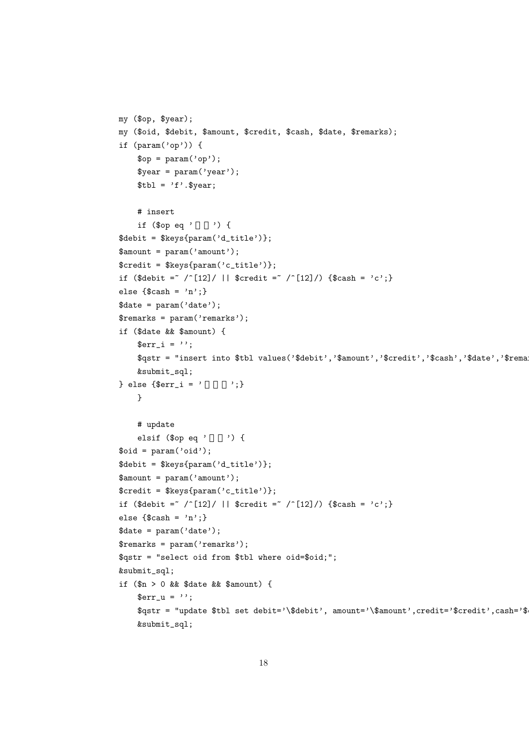```
my ($op, $year);
my ($oid, $debit, $amount, $credit, $cash, $date, $remarks);
if (param('op')) {
    $op = param('op');
    $year = param('year');
    $tbl = 'f'.$year;

    # insert
    if ($op eq '  ') {
$debit = $keys{param('d_title')};
$amount = param('amount');
$credit = $keys{param('c_title')};
if ($debit =~ /^[12]/ || $credit =~ /^[12]/) {$cash = 'c';}
else {$cash = 'n';}
$date = param('date');
$remarks = param('remarks');
if ($date && $amount) {
    $err_i = '';
    $qstr = "insert into $tbl values('$debit','$amount','$credit','$cash','$date','$remai
    &submit_sql;
} else {$err_i = '   ';}
    }

    # update
    elsif ($op eq '  ') {
$oid = param('oid');
$debit = $keys{param('d_title')};
$amount = param('amount');
$credit = $keys{param('c_title')};
if ($debit =~ /^[12]/ || $credit =~ /^[12]/) {$cash = 'c';}
else {$cash = 'n';}
$date = param('date');
$remarks = param('remarks');
$qstr = "select oid from $tbl where oid=$oid;";
&submit_sql;
if ($n > 0 && $date && $amount) {
    $err_u = '';
    $qstr = "update $tbl set debit='\$debit', amount='\$amount',credit='$credit',cash='$
    &submit_sql;
```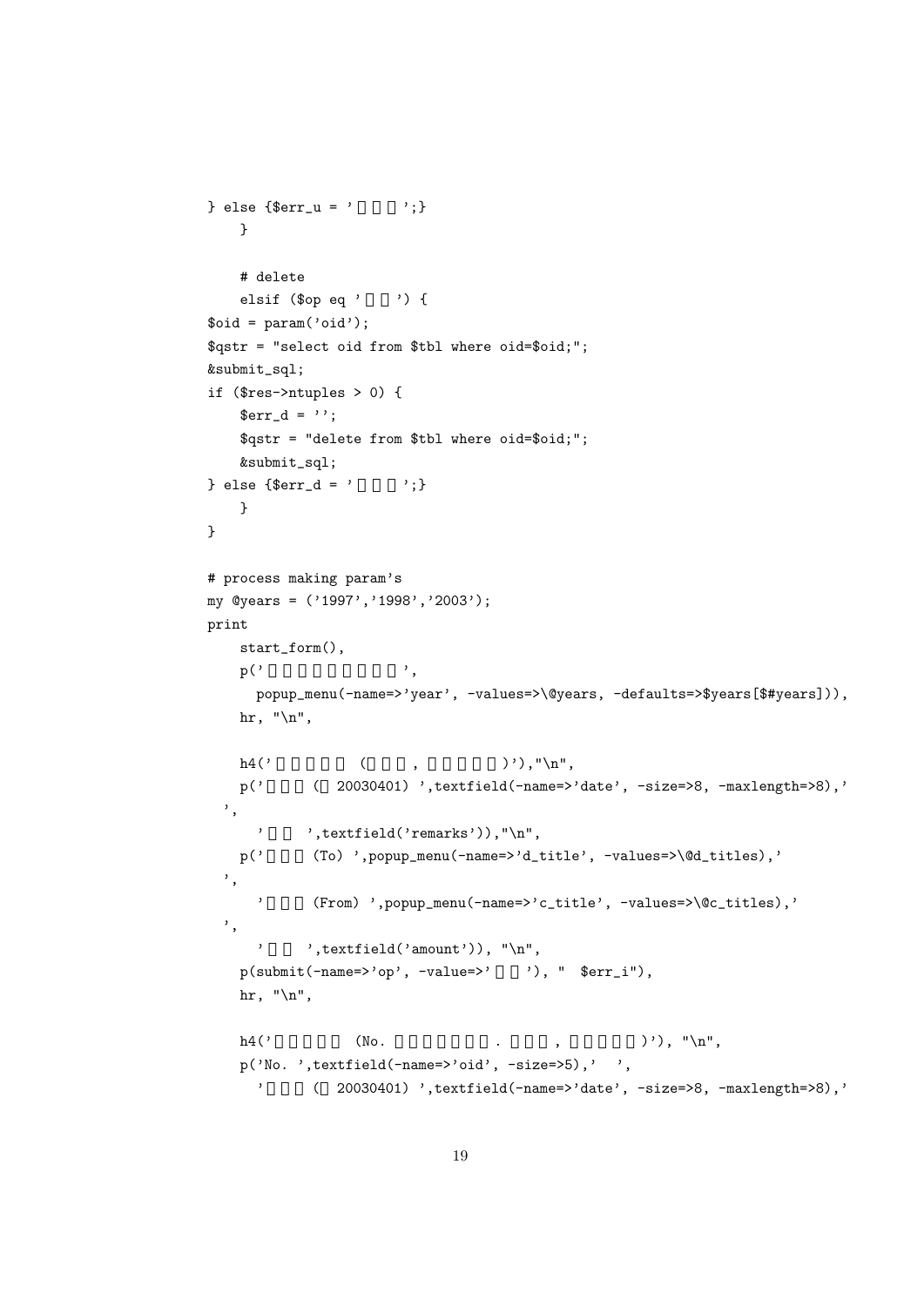```
} else {$err_u = '      ';}
    }

    # delete
    elsif ($op eq '    ') {
$oid = param('oid');
$qstr = "select oid from $tbl where oid=$oid;";
&submit_sql;
if ($res->ntuples > 0) {
    $err_d = '';
    $qstr = "delete from $tbl where oid=$oid;";
    &submit_sql;
} else {$err_d = '      ';}
    }
}

# process making param's
my @years = ('1997','1998','2003');
print
    start_form(),
    p('                  ',
      popup_menu(-name=>'year', -values=>\@years, -defaults=>$years[$#years])),
    hr, "\n",

    h4('            (      ,          )'),"\n",
    p('      (  20030401) ',textfield(-name=>'date', -size=>8, -maxlength=>8),'
  ',
      '    ',textfield('remarks')),"\n",
    p('      (To) ',popup_menu(-name=>'d_title', -values=>\@d_titles),'
  ',
      '      (From) ',popup_menu(-name=>'c_title', -values=>\@c_titles),'
  ',
      '    ',textfield('amount')), "\n",
    p(submit(-name=>'op', -value=>'    '), "  $err_i"),
    hr, "\n",

    h4('          (No.              .      ,            )'), "\n",
    p('No. ',textfield(-name=>'oid', -size=>5),'  ',
      '      (  20030401) ',textfield(-name=>'date', -size=>8, -maxlength=>8),'
```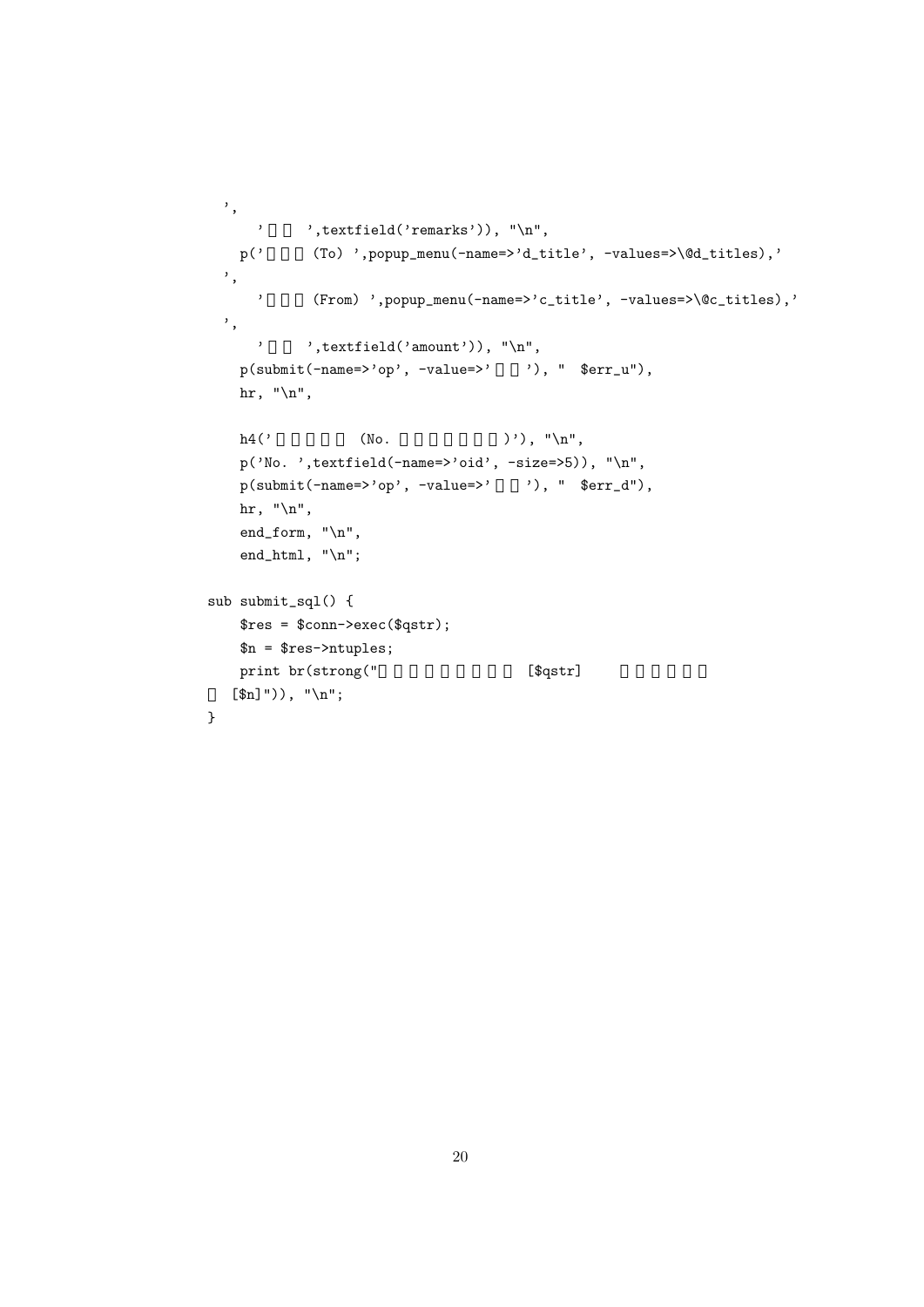```
  ',
      '    ',textfield('remarks')), "\n",
    p('     (To) ',popup_menu(-name=>'d_title', -values=>\@d_titles),'
  ',
      '     (From) ',popup_menu(-name=>'c_title', -values=>\@c_titles),'
  ',
      '    ',textfield('amount')), "\n",
    p(submit(-name=>'op', -value=>'    '), "  $err_u"),
    hr, "\n",

    h4('          (No.                )'), "\n",
    p('No. ',textfield(-name=>'oid', -size=>5)), "\n",
    p(submit(-name=>'op', -value=>'    '), "  $err_d"),
    hr, "\n",
    end_form, "\n",
    end_html, "\n";

sub submit_sql() {
    $res = $conn->exec($qstr);
    $n = $res->ntuples;
    print br(strong("                  [$qstr]
  [$n]")), "\n";
}
```